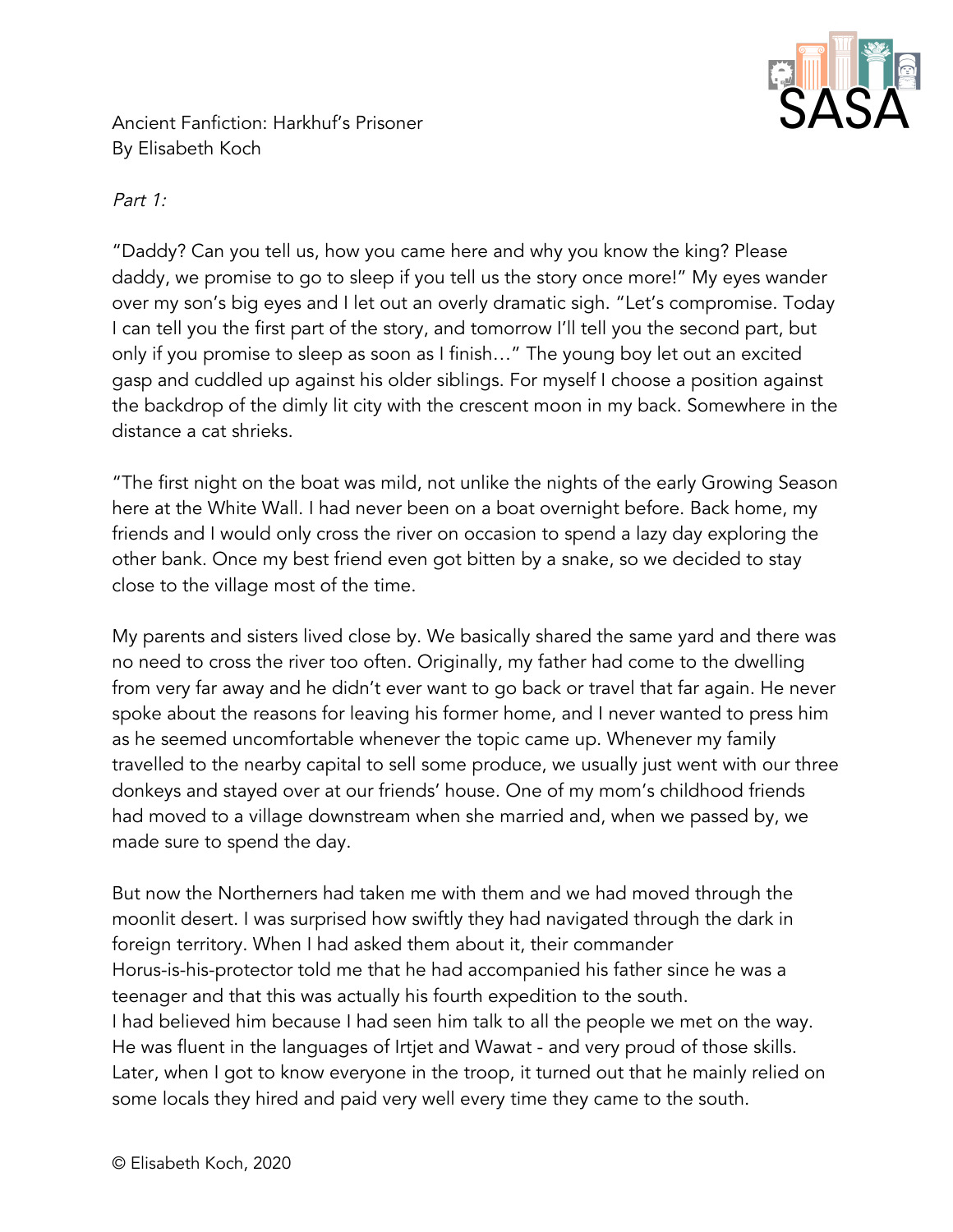Ancient Fanfiction: Harkhuf's Prisoner
By Elisabeth Koch

*Part 1:*

"Daddy? Can you tell us, how you came here and why you know the king? Please daddy, we promise to go to sleep if you tell us the story once more!" My eyes wander over my son's big eyes and I let out an overly dramatic sigh. "Let's compromise. Today I can tell you the first part of the story, and tomorrow I'll tell you the second part, but only if you promise to sleep as soon as I finish…" The young boy let out an excited gasp and cuddled up against his older siblings. For myself I choose a position against the backdrop of the dimly lit city with the crescent moon in my back. Somewhere in the distance a cat shrieks.

"The first night on the boat was mild, not unlike the nights of the early Growing Season here at the White Wall. I had never been on a boat overnight before. Back home, my friends and I would only cross the river on occasion to spend a lazy day exploring the other bank. Once my best friend even got bitten by a snake, so we decided to stay close to the village most of the time.

My parents and sisters lived close by. We basically shared the same yard and there was no need to cross the river too often. Originally, my father had come to the dwelling from very far away and he didn't ever want to go back or travel that far again. He never spoke about the reasons for leaving his former home, and I never wanted to press him as he seemed uncomfortable whenever the topic came up. Whenever my family travelled to the nearby capital to sell some produce, we usually just went with our three donkeys and stayed over at our friends' house. One of my mom's childhood friends had moved to a village downstream when she married and, when we passed by, we made sure to spend the day.

But now the Northerners had taken me with them and we had moved through the moonlit desert. I was surprised how swiftly they had navigated through the dark in foreign territory. When I had asked them about it, their commander Horus-is-his-protector told me that he had accompanied his father since he was a teenager and that this was actually his fourth expedition to the south.
I had believed him because I had seen him talk to all the people we met on the way. He was fluent in the languages of Irtjet and Wawat - and very proud of those skills. Later, when I got to know everyone in the troop, it turned out that he mainly relied on some locals they hired and paid very well every time they came to the south.

© Elisabeth Koch, 2020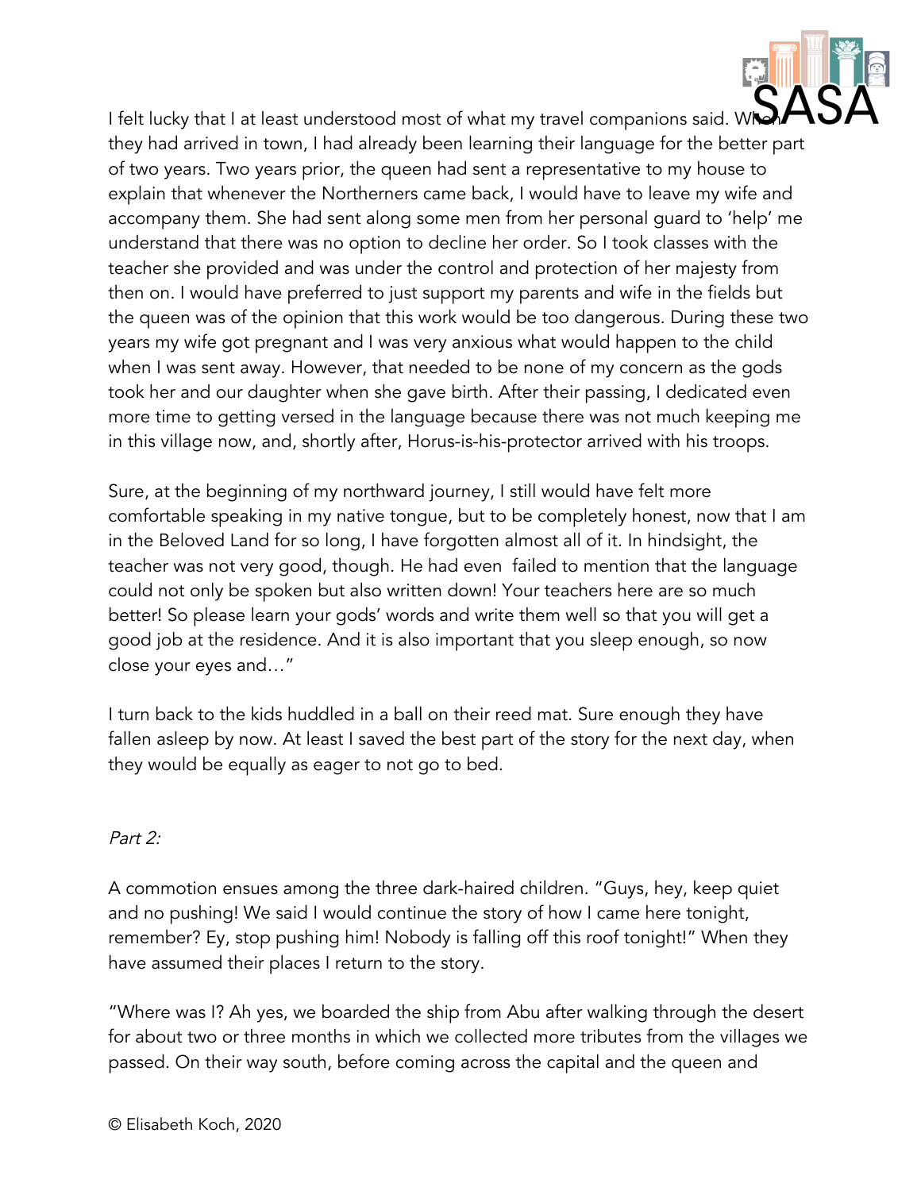I felt lucky that I at least understood most of what my travel companions said. When they had arrived in town, I had already been learning their language for the better part of two years. Two years prior, the queen had sent a representative to my house to explain that whenever the Northerners came back, I would have to leave my wife and accompany them. She had sent along some men from her personal guard to 'help' me understand that there was no option to decline her order. So I took classes with the teacher she provided and was under the control and protection of her majesty from then on. I would have preferred to just support my parents and wife in the fields but the queen was of the opinion that this work would be too dangerous. During these two years my wife got pregnant and I was very anxious what would happen to the child when I was sent away. However, that needed to be none of my concern as the gods took her and our daughter when she gave birth. After their passing, I dedicated even more time to getting versed in the language because there was not much keeping me in this village now, and, shortly after, Horus-is-his-protector arrived with his troops.

Sure, at the beginning of my northward journey, I still would have felt more comfortable speaking in my native tongue, but to be completely honest, now that I am in the Beloved Land for so long, I have forgotten almost all of it. In hindsight, the teacher was not very good, though. He had even failed to mention that the language could not only be spoken but also written down! Your teachers here are so much better! So please learn your gods' words and write them well so that you will get a good job at the residence. And it is also important that you sleep enough, so now close your eyes and…"

I turn back to the kids huddled in a ball on their reed mat. Sure enough they have fallen asleep by now. At least I saved the best part of the story for the next day, when they would be equally as eager to not go to bed.

*Part 2:*

A commotion ensues among the three dark-haired children. "Guys, hey, keep quiet and no pushing! We said I would continue the story of how I came here tonight, remember? Ey, stop pushing him! Nobody is falling off this roof tonight!" When they have assumed their places I return to the story.

"Where was I? Ah yes, we boarded the ship from Abu after walking through the desert for about two or three months in which we collected more tributes from the villages we passed. On their way south, before coming across the capital and the queen and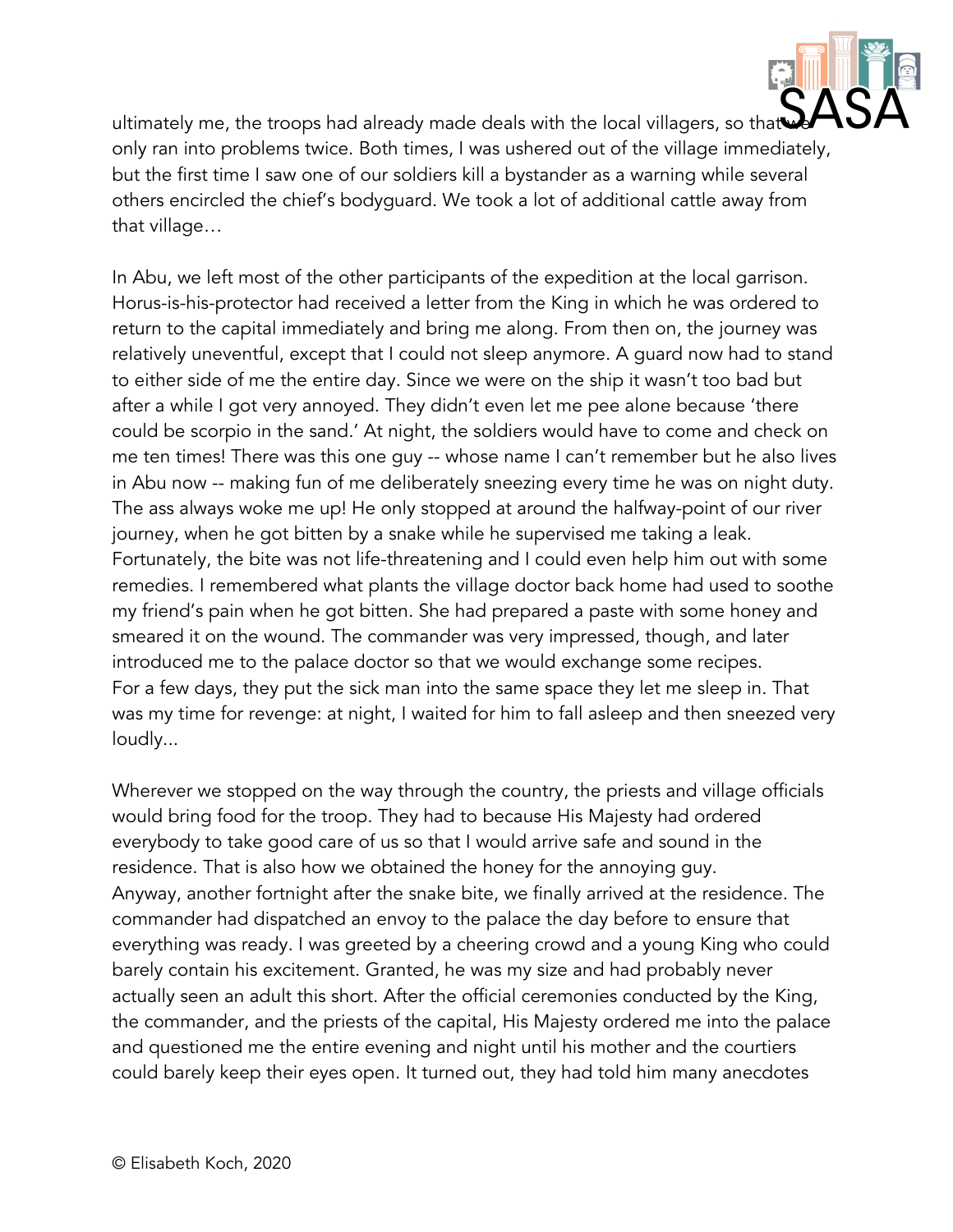ultimately me, the troops had already made deals with the local villagers, so that we only ran into problems twice. Both times, I was ushered out of the village immediately, but the first time I saw one of our soldiers kill a bystander as a warning while several others encircled the chief's bodyguard. We took a lot of additional cattle away from that village…

In Abu, we left most of the other participants of the expedition at the local garrison. Horus-is-his-protector had received a letter from the King in which he was ordered to return to the capital immediately and bring me along. From then on, the journey was relatively uneventful, except that I could not sleep anymore. A guard now had to stand to either side of me the entire day. Since we were on the ship it wasn't too bad but after a while I got very annoyed. They didn't even let me pee alone because 'there could be scorpio in the sand.' At night, the soldiers would have to come and check on me ten times! There was this one guy -- whose name I can't remember but he also lives in Abu now -- making fun of me deliberately sneezing every time he was on night duty. The ass always woke me up! He only stopped at around the halfway-point of our river journey, when he got bitten by a snake while he supervised me taking a leak. Fortunately, the bite was not life-threatening and I could even help him out with some remedies. I remembered what plants the village doctor back home had used to soothe my friend's pain when he got bitten. She had prepared a paste with some honey and smeared it on the wound. The commander was very impressed, though, and later introduced me to the palace doctor so that we would exchange some recipes.
For a few days, they put the sick man into the same space they let me sleep in. That was my time for revenge: at night, I waited for him to fall asleep and then sneezed very loudly...

Wherever we stopped on the way through the country, the priests and village officials would bring food for the troop. They had to because His Majesty had ordered everybody to take good care of us so that I would arrive safe and sound in the residence. That is also how we obtained the honey for the annoying guy.
Anyway, another fortnight after the snake bite, we finally arrived at the residence. The commander had dispatched an envoy to the palace the day before to ensure that everything was ready. I was greeted by a cheering crowd and a young King who could barely contain his excitement. Granted, he was my size and had probably never actually seen an adult this short. After the official ceremonies conducted by the King, the commander, and the priests of the capital, His Majesty ordered me into the palace and questioned me the entire evening and night until his mother and the courtiers could barely keep their eyes open. It turned out, they had told him many anecdotes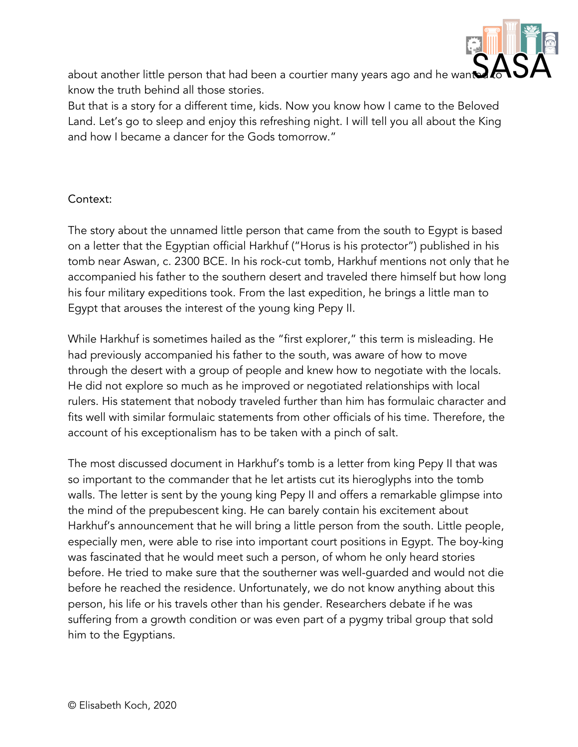about another little person that had been a courtier many years ago and he wanted to know the truth behind all those stories.
But that is a story for a different time, kids. Now you know how I came to the Beloved Land. Let's go to sleep and enjoy this refreshing night. I will tell you all about the King and how I became a dancer for the Gods tomorrow."

Context:

The story about the unnamed little person that came from the south to Egypt is based on a letter that the Egyptian official Harkhuf ("Horus is his protector") published in his tomb near Aswan, c. 2300 BCE. In his rock-cut tomb, Harkhuf mentions not only that he accompanied his father to the southern desert and traveled there himself but how long his four military expeditions took. From the last expedition, he brings a little man to Egypt that arouses the interest of the young king Pepy II.

While Harkhuf is sometimes hailed as the "first explorer," this term is misleading. He had previously accompanied his father to the south, was aware of how to move through the desert with a group of people and knew how to negotiate with the locals. He did not explore so much as he improved or negotiated relationships with local rulers. His statement that nobody traveled further than him has formulaic character and fits well with similar formulaic statements from other officials of his time. Therefore, the account of his exceptionalism has to be taken with a pinch of salt.

The most discussed document in Harkhuf's tomb is a letter from king Pepy II that was so important to the commander that he let artists cut its hieroglyphs into the tomb walls. The letter is sent by the young king Pepy II and offers a remarkable glimpse into the mind of the prepubescent king. He can barely contain his excitement about Harkhuf's announcement that he will bring a little person from the south. Little people, especially men, were able to rise into important court positions in Egypt. The boy-king was fascinated that he would meet such a person, of whom he only heard stories before. He tried to make sure that the southerner was well-guarded and would not die before he reached the residence. Unfortunately, we do not know anything about this person, his life or his travels other than his gender. Researchers debate if he was suffering from a growth condition or was even part of a pygmy tribal group that sold him to the Egyptians.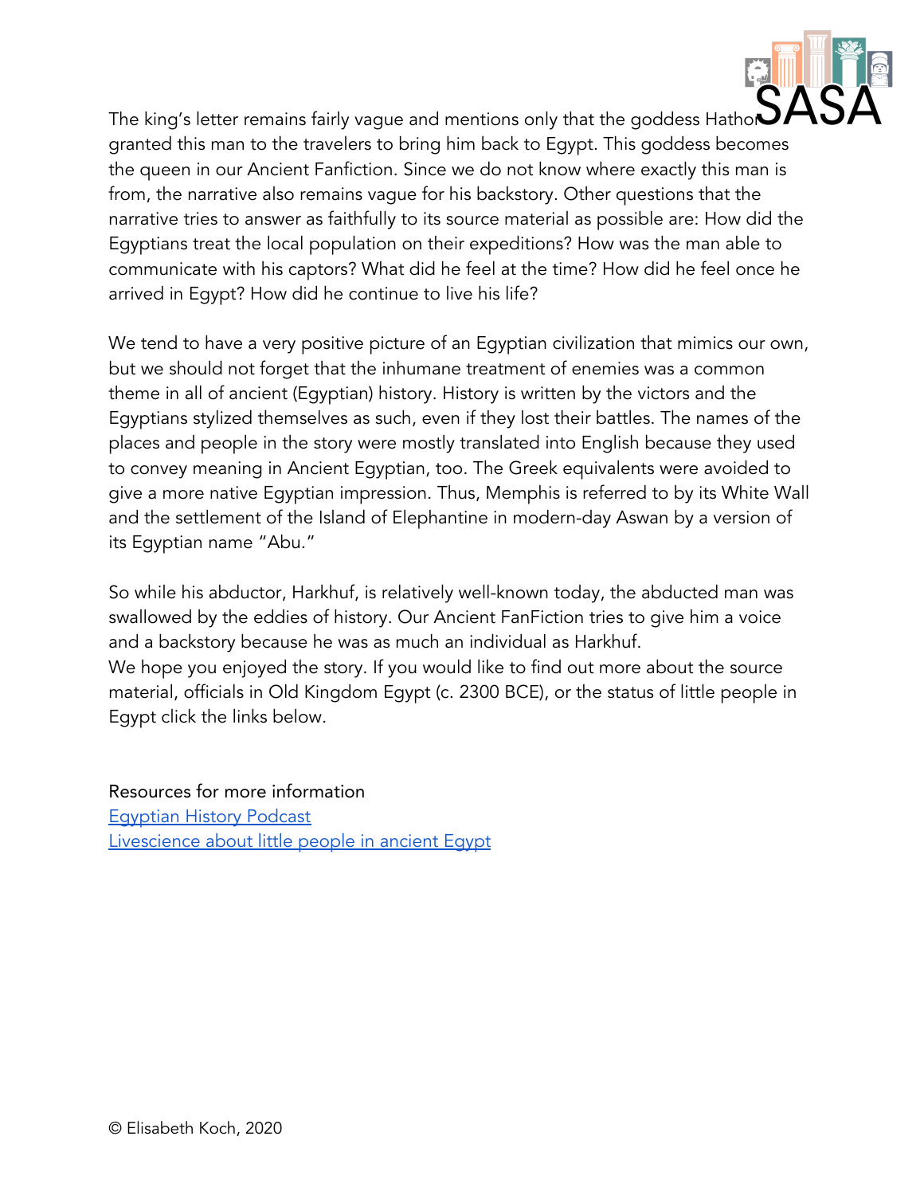The king's letter remains fairly vague and mentions only that the goddess Hathor granted this man to the travelers to bring him back to Egypt. This goddess becomes the queen in our Ancient Fanfiction. Since we do not know where exactly this man is from, the narrative also remains vague for his backstory. Other questions that the narrative tries to answer as faithfully to its source material as possible are: How did the Egyptians treat the local population on their expeditions? How was the man able to communicate with his captors? What did he feel at the time? How did he feel once he arrived in Egypt? How did he continue to live his life?

We tend to have a very positive picture of an Egyptian civilization that mimics our own, but we should not forget that the inhumane treatment of enemies was a common theme in all of ancient (Egyptian) history. History is written by the victors and the Egyptians stylized themselves as such, even if they lost their battles. The names of the places and people in the story were mostly translated into English because they used to convey meaning in Ancient Egyptian, too. The Greek equivalents were avoided to give a more native Egyptian impression. Thus, Memphis is referred to by its White Wall and the settlement of the Island of Elephantine in modern-day Aswan by a version of its Egyptian name "Abu."

So while his abductor, Harkhuf, is relatively well-known today, the abducted man was swallowed by the eddies of history. Our Ancient FanFiction tries to give him a voice and a backstory because he was as much an individual as Harkhuf.
We hope you enjoyed the story. If you would like to find out more about the source material, officials in Old Kingdom Egypt (c. 2300 BCE), or the status of little people in Egypt click the links below.

Resources for more information
[Egyptian History Podcast](#)
[Livescience about little people in ancient Egypt](#)

© Elisabeth Koch, 2020